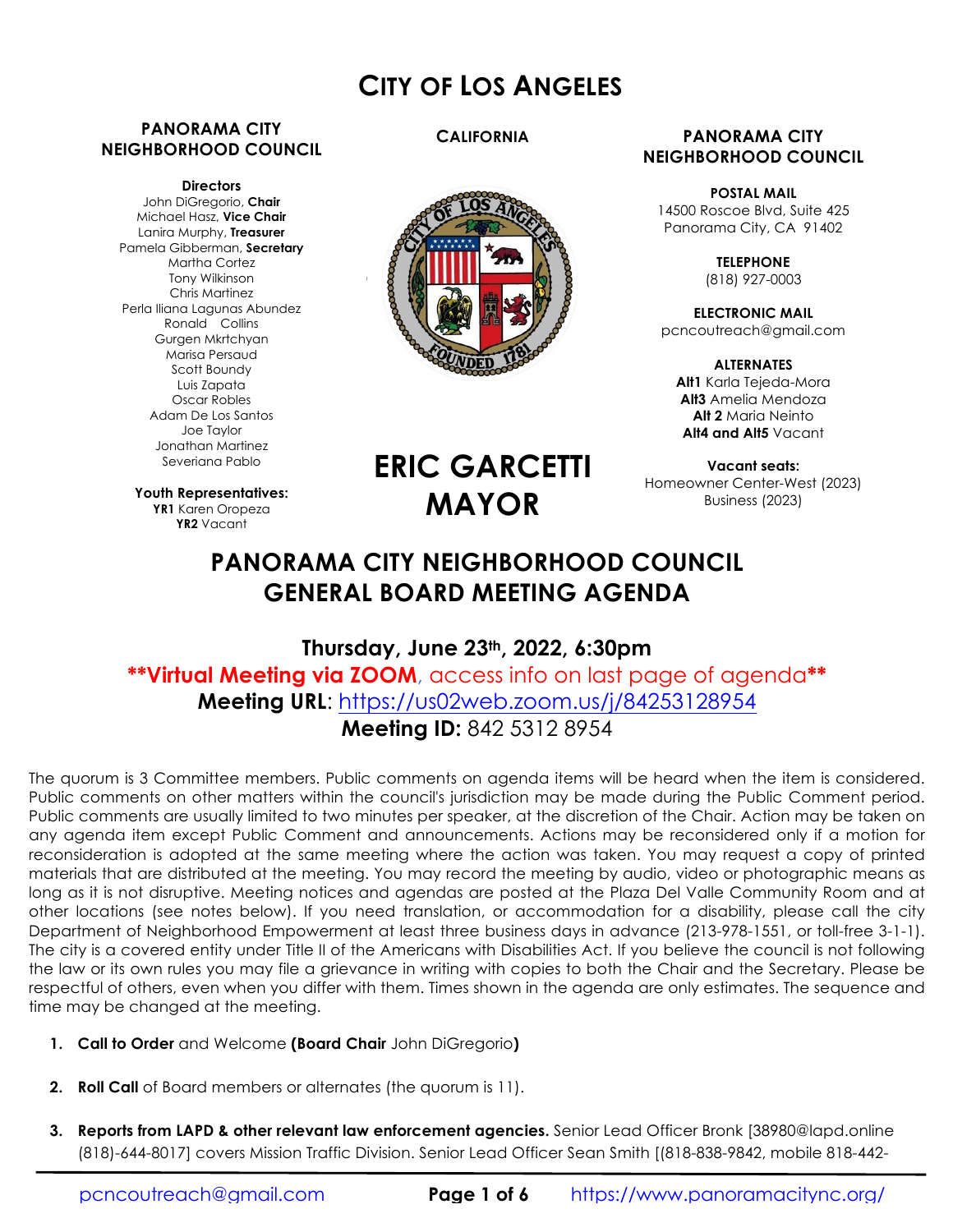# CITY OF LOS ANGELES

**PANORAMA CITY NEIGHBORHOOD COUNCIL**

**Directors**
John DiGregorio, **Chair**
Michael Hasz, **Vice Chair**
Lanira Murphy, **Treasurer**
Pamela Gibberman, **Secretary**
Martha Cortez
Tony Wilkinson
Chris Martinez
Perla Iliana Lagunas Abundez
Ronald Collins
Gurgen Mkrtchyan
Marisa Persaud
Scott Boundy
Luis Zapata
Oscar Robles
Adam De Los Santos
Joe Taylor
Jonathan Martinez
Severiana Pablo

**Youth Representatives:**
**YR1** Karen Oropeza
**YR2** Vacant

**CALIFORNIA**

**ERIC GARCETTI MAYOR**

**PANORAMA CITY NEIGHBORHOOD COUNCIL**

**POSTAL MAIL**
14500 Roscoe Blvd, Suite 425
Panorama City, CA 91402

**TELEPHONE**
(818) 927-0003

**ELECTRONIC MAIL**
pcncoutreach@gmail.com

**ALTERNATES**
**Alt1** Karla Tejeda-Mora
**Alt3** Amelia Mendoza
**Alt 2** Maria Neinto
**Alt4 and Alt5** Vacant

**Vacant seats:**
Homeowner Center-West (2023)
Business (2023)

## PANORAMA CITY NEIGHBORHOOD COUNCIL GENERAL BOARD MEETING AGENDA

### Thursday, June 23th, 2022, 6:30pm

****Virtual Meeting via ZOOM**, access info on last page of agenda****
**Meeting URL**: https://us02web.zoom.us/j/84253128954
**Meeting ID:** 842 5312 8954

The quorum is 3 Committee members. Public comments on agenda items will be heard when the item is considered. Public comments on other matters within the council's jurisdiction may be made during the Public Comment period. Public comments are usually limited to two minutes per speaker, at the discretion of the Chair. Action may be taken on any agenda item except Public Comment and announcements. Actions may be reconsidered only if a motion for reconsideration is adopted at the same meeting where the action was taken. You may request a copy of printed materials that are distributed at the meeting. You may record the meeting by audio, video or photographic means as long as it is not disruptive. Meeting notices and agendas are posted at the Plaza Del Valle Community Room and at other locations (see notes below). If you need translation, or accommodation for a disability, please call the city Department of Neighborhood Empowerment at least three business days in advance (213-978-1551, or toll-free 3-1-1). The city is a covered entity under Title II of the Americans with Disabilities Act. If you believe the council is not following the law or its own rules you may file a grievance in writing with copies to both the Chair and the Secretary. Please be respectful of others, even when you differ with them. Times shown in the agenda are only estimates. The sequence and time may be changed at the meeting.

1. **Call to Order** and Welcome **(Board Chair** John DiGregorio**)**

2. **Roll Call** of Board members or alternates (the quorum is 11).

3. **Reports from LAPD & other relevant law enforcement agencies.** Senior Lead Officer Bronk [38980@lapd.online (818)-644-8017] covers Mission Traffic Division. Senior Lead Officer Sean Smith [(818-838-9842, mobile 818-442-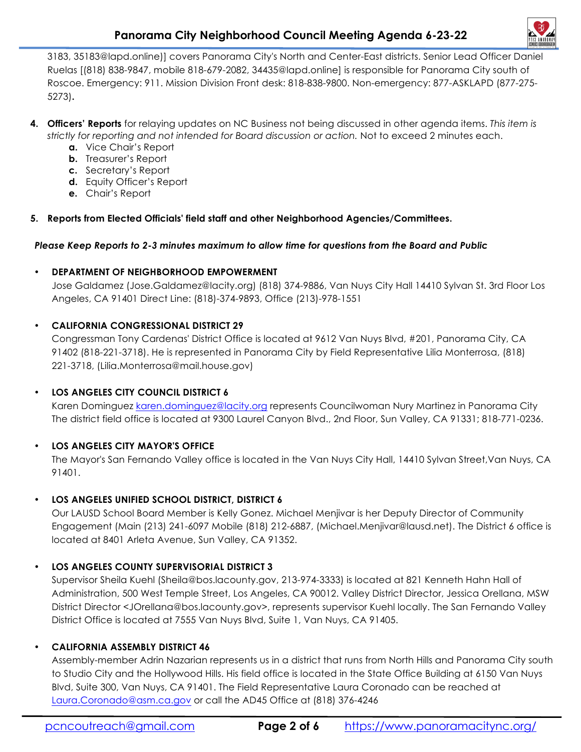3183, 35183@lapd.online)] covers Panorama City's North and Center-East districts. Senior Lead Officer Daniel Ruelas [(818) 838-9847, mobile 818-679-2082, 34435@lapd.online] is responsible for Panorama City south of Roscoe. Emergency: 911. Mission Division Front desk: 818-838-9800. Non-emergency: 877-ASKLAPD (877-275-5273).

4. **Officers' Reports** for relaying updates on NC Business not being discussed in other agenda items. *This item is strictly for reporting and not intended for Board discussion or action.* Not to exceed 2 minutes each.
   a. Vice Chair's Report
   b. Treasurer's Report
   c. Secretary's Report
   d. Equity Officer's Report
   e. Chair's Report

5. **Reports from Elected Officials' field staff and other Neighborhood Agencies/Committees.**

***Please Keep Reports to 2-3 minutes maximum to allow time for questions from the Board and Public***

- **DEPARTMENT OF NEIGHBORHOOD EMPOWERMENT**
  Jose Galdamez (Jose.Galdamez@lacity.org) (818) 374-9886, Van Nuys City Hall 14410 Sylvan St. 3rd Floor Los Angeles, CA 91401 Direct Line: (818)-374-9893, Office (213)-978-1551

- **CALIFORNIA CONGRESSIONAL DISTRICT 29**
  Congressman Tony Cardenas' District Office is located at 9612 Van Nuys Blvd, #201, Panorama City, CA 91402 (818-221-3718). He is represented in Panorama City by Field Representative Lilia Monterrosa, (818) 221-3718, (Lilia.Monterrosa@mail.house.gov)

- **LOS ANGELES CITY COUNCIL DISTRICT 6**
  Karen Dominguez karen.dominguez@lacity.org represents Councilwoman Nury Martinez in Panorama City The district field office is located at 9300 Laurel Canyon Blvd., 2nd Floor, Sun Valley, CA 91331; 818-771-0236.

- **LOS ANGELES CITY MAYOR'S OFFICE**
  The Mayor's San Fernando Valley office is located in the Van Nuys City Hall, 14410 Sylvan Street,Van Nuys, CA 91401.

- **LOS ANGELES UNIFIED SCHOOL DISTRICT, DISTRICT 6**
  Our LAUSD School Board Member is Kelly Gonez. Michael Menjivar is her Deputy Director of Community Engagement (Main (213) 241-6097 Mobile (818) 212-6887, (Michael.Menjivar@lausd.net). The District 6 office is located at 8401 Arleta Avenue, Sun Valley, CA 91352.

- **LOS ANGELES COUNTY SUPERVISORIAL DISTRICT 3**
  Supervisor Sheila Kuehl (Sheila@bos.lacounty.gov, 213-974-3333) is located at 821 Kenneth Hahn Hall of Administration, 500 West Temple Street, Los Angeles, CA 90012. Valley District Director, Jessica Orellana, MSW District Director <JOrellana@bos.lacounty.gov>, represents supervisor Kuehl locally. The San Fernando Valley District Office is located at 7555 Van Nuys Blvd, Suite 1, Van Nuys, CA 91405.

- **CALIFORNIA ASSEMBLY DISTRICT 46**
  Assembly-member Adrin Nazarian represents us in a district that runs from North Hills and Panorama City south to Studio City and the Hollywood Hills. His field office is located in the State Office Building at 6150 Van Nuys Blvd, Suite 300, Van Nuys, CA 91401. The Field Representative Laura Coronado can be reached at Laura.Coronado@asm.ca.gov or call the AD45 Office at (818) 376-4246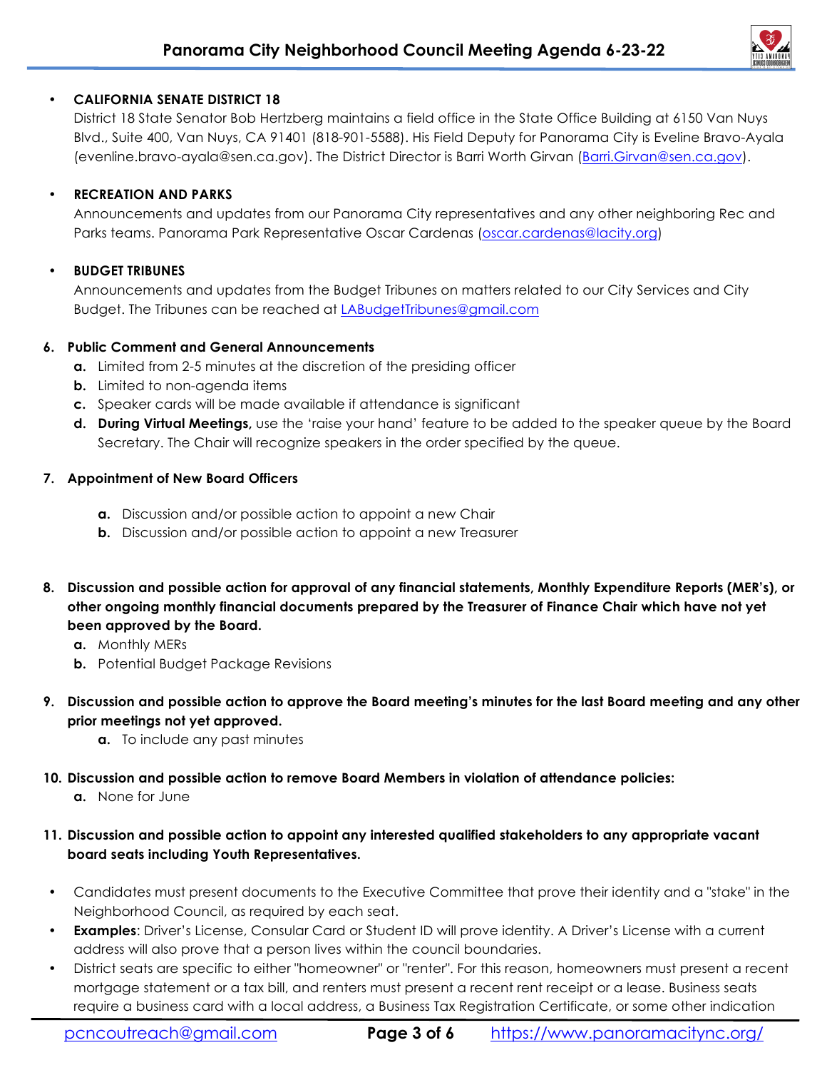- **CALIFORNIA SENATE DISTRICT 18**
  District 18 State Senator Bob Hertzberg maintains a field office in the State Office Building at 6150 Van Nuys Blvd., Suite 400, Van Nuys, CA 91401 (818-901-5588). His Field Deputy for Panorama City is Eveline Bravo-Ayala (evenline.bravo-ayala@sen.ca.gov). The District Director is Barri Worth Girvan (Barri.Girvan@sen.ca.gov).

- **RECREATION AND PARKS**
  Announcements and updates from our Panorama City representatives and any other neighboring Rec and Parks teams. Panorama Park Representative Oscar Cardenas (oscar.cardenas@lacity.org)

- **BUDGET TRIBUNES**
  Announcements and updates from the Budget Tribunes on matters related to our City Services and City Budget. The Tribunes can be reached at LABudgetTribunes@gmail.com

6. **Public Comment and General Announcements**
   - **a.** Limited from 2-5 minutes at the discretion of the presiding officer
   - **b.** Limited to non-agenda items
   - **c.** Speaker cards will be made available if attendance is significant
   - **d.** **During Virtual Meetings,** use the 'raise your hand' feature to be added to the speaker queue by the Board Secretary. The Chair will recognize speakers in the order specified by the queue.

7. **Appointment of New Board Officers**
   - **a.** Discussion and/or possible action to appoint a new Chair
   - **b.** Discussion and/or possible action to appoint a new Treasurer

8. **Discussion and possible action for approval of any financial statements, Monthly Expenditure Reports (MER's), or other ongoing monthly financial documents prepared by the Treasurer of Finance Chair which have not yet been approved by the Board.**
   - **a.** Monthly MERs
   - **b.** Potential Budget Package Revisions

9. **Discussion and possible action to approve the Board meeting's minutes for the last Board meeting and any other prior meetings not yet approved.**
   - **a.** To include any past minutes

10. **Discussion and possible action to remove Board Members in violation of attendance policies:**
    - **a.** None for June

11. **Discussion and possible action to appoint any interested qualified stakeholders to any appropriate vacant board seats including Youth Representatives.**

- Candidates must present documents to the Executive Committee that prove their identity and a "stake" in the Neighborhood Council, as required by each seat.
- **Examples**: Driver's License, Consular Card or Student ID will prove identity. A Driver's License with a current address will also prove that a person lives within the council boundaries.
- District seats are specific to either "homeowner" or "renter". For this reason, homeowners must present a recent mortgage statement or a tax bill, and renters must present a recent rent receipt or a lease. Business seats require a business card with a local address, a Business Tax Registration Certificate, or some other indication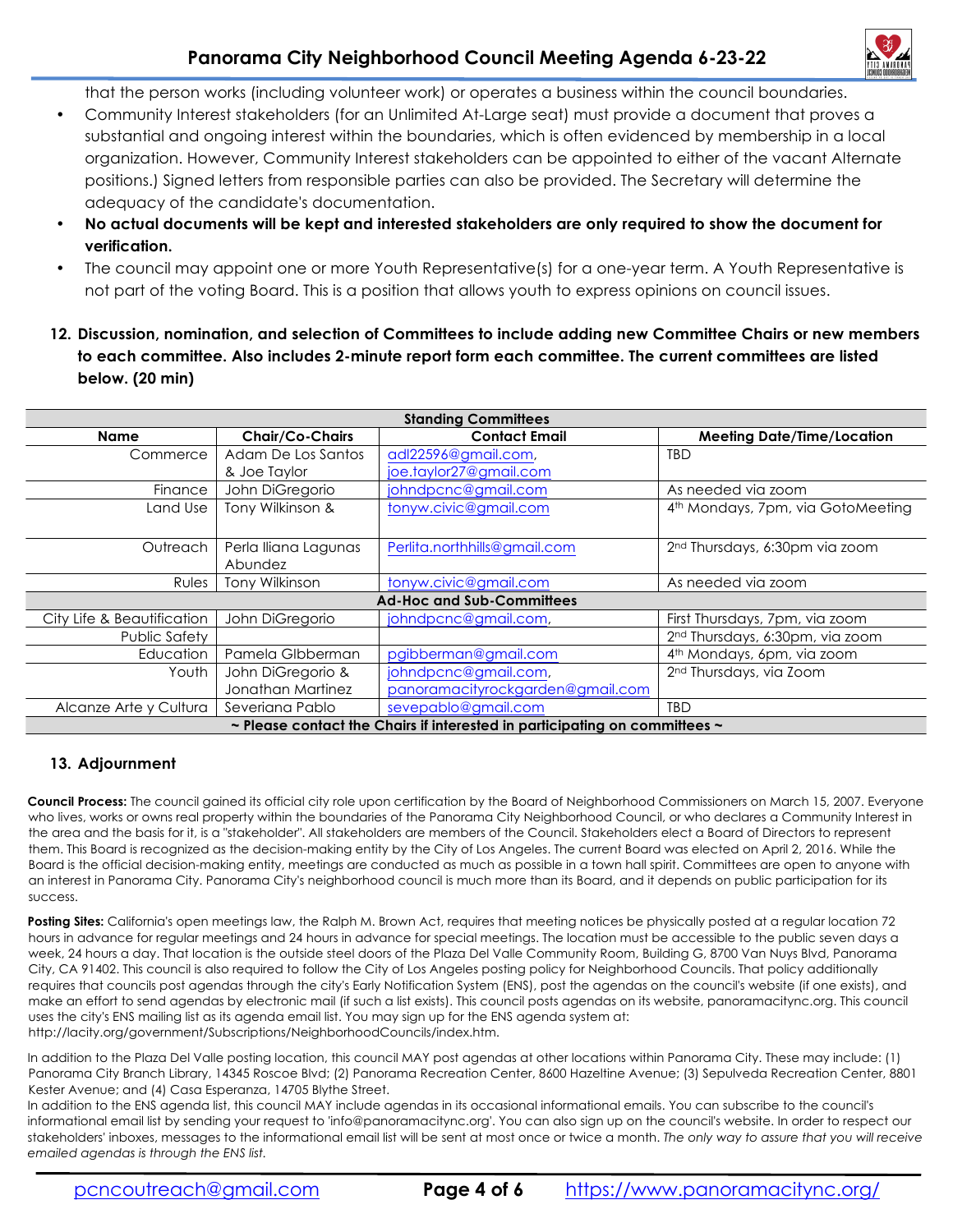that the person works (including volunteer work) or operates a business within the council boundaries.

- Community Interest stakeholders (for an Unlimited At-Large seat) must provide a document that proves a substantial and ongoing interest within the boundaries, which is often evidenced by membership in a local organization. However, Community Interest stakeholders can be appointed to either of the vacant Alternate positions.) Signed letters from responsible parties can also be provided. The Secretary will determine the adequacy of the candidate's documentation.
- **No actual documents will be kept and interested stakeholders are only required to show the document for verification.**
- The council may appoint one or more Youth Representative(s) for a one-year term. A Youth Representative is not part of the voting Board. This is a position that allows youth to express opinions on council issues.

**12. Discussion, nomination, and selection of Committees to include adding new Committee Chairs or new members to each committee. Also includes 2-minute report form each committee. The current committees are listed below. (20 min)**

| Name | Chair/Co-Chairs | Contact Email | Meeting Date/Time/Location |
|---|---|---|---|
| **Standing Committees** | | | |
| Commerce | Adam De Los Santos & Joe Taylor | adl22596@gmail.com, joe.taylor27@gmail.com | TBD |
| Finance | John DiGregorio | johndpcnc@gmail.com | As needed via zoom |
| Land Use | Tony Wilkinson & | tonyw.civic@gmail.com | 4th Mondays, 7pm, via GotoMeeting |
| Outreach | Perla Iliana Lagunas Abundez | Perlita.northhills@gmail.com | 2nd Thursdays, 6:30pm via zoom |
| Rules | Tony Wilkinson | tonyw.civic@gmail.com | As needed via zoom |
| **Ad-Hoc and Sub-Committees** | | | |
| City Life & Beautification | John DiGregorio | johndpcnc@gmail.com, | First Thursdays, 7pm, via zoom |
| Public Safety | | | 2nd Thursdays, 6:30pm, via zoom |
| Education | Pamela GIbberman | pgibberman@gmail.com | 4th Mondays, 6pm, via zoom |
| Youth | John DiGregorio & Jonathan Martinez | johndpcnc@gmail.com, panoramacityrockgarden@gmail.com | 2nd Thursdays, via Zoom |
| Alcanze Arte y Cultura | Severiana Pablo | sevepablo@gmail.com | TBD |
| **~ Please contact the Chairs if interested in participating on committees ~** | | | |

**13. Adjournment**

**Council Process:** The council gained its official city role upon certification by the Board of Neighborhood Commissioners on March 15, 2007. Everyone who lives, works or owns real property within the boundaries of the Panorama City Neighborhood Council, or who declares a Community Interest in the area and the basis for it, is a "stakeholder". All stakeholders are members of the Council. Stakeholders elect a Board of Directors to represent them. This Board is recognized as the decision-making entity by the City of Los Angeles. The current Board was elected on April 2, 2016. While the Board is the official decision-making entity, meetings are conducted as much as possible in a town hall spirit. Committees are open to anyone with an interest in Panorama City. Panorama City's neighborhood council is much more than its Board, and it depends on public participation for its success.

**Posting Sites:** California's open meetings law, the Ralph M. Brown Act, requires that meeting notices be physically posted at a regular location 72 hours in advance for regular meetings and 24 hours in advance for special meetings. The location must be accessible to the public seven days a week, 24 hours a day. That location is the outside steel doors of the Plaza Del Valle Community Room, Building G, 8700 Van Nuys Blvd, Panorama City, CA 91402. This council is also required to follow the City of Los Angeles posting policy for Neighborhood Councils. That policy additionally requires that councils post agendas through the city's Early Notification System (ENS), post the agendas on the council's website (if one exists), and make an effort to send agendas by electronic mail (if such a list exists). This council posts agendas on its website, panoramacitync.org. This council uses the city's ENS mailing list as its agenda email list. You may sign up for the ENS agenda system at: http://lacity.org/government/Subscriptions/NeighborhoodCouncils/index.htm.

In addition to the Plaza Del Valle posting location, this council MAY post agendas at other locations within Panorama City. These may include: (1) Panorama City Branch Library, 14345 Roscoe Blvd; (2) Panorama Recreation Center, 8600 Hazeltine Avenue; (3) Sepulveda Recreation Center, 8801 Kester Avenue; and (4) Casa Esperanza, 14705 Blythe Street.

In addition to the ENS agenda list, this council MAY include agendas in its occasional informational emails. You can subscribe to the council's informational email list by sending your request to 'info@panoramacitync.org'. You can also sign up on the council's website. In order to respect our stakeholders' inboxes, messages to the informational email list will be sent at most once or twice a month. *The only way to assure that you will receive emailed agendas is through the ENS list.*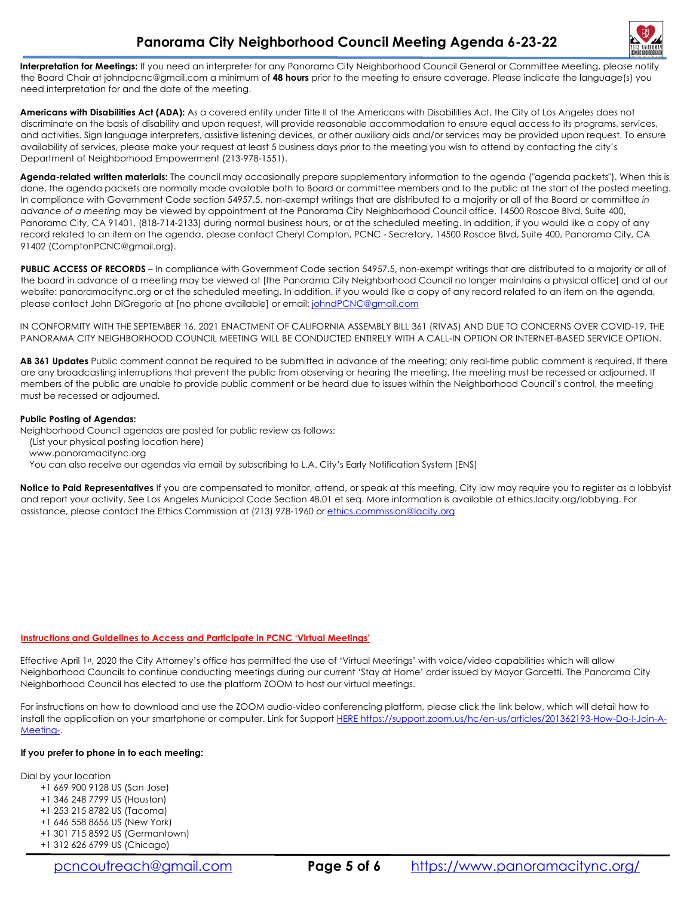**Interpretation for Meetings:** If you need an interpreter for any Panorama City Neighborhood Council General or Committee Meeting, please notify the Board Chair at johndpcnc@gmail.com a minimum of **48 hours** prior to the meeting to ensure coverage. Please indicate the language(s) you need interpretation for and the date of the meeting.

**Americans with Disabilities Act (ADA):** As a covered entity under Title II of the Americans with Disabilities Act, the City of Los Angeles does not discriminate on the basis of disability and upon request, will provide reasonable accommodation to ensure equal access to its programs, services, and activities. Sign language interpreters, assistive listening devices, or other auxiliary aids and/or services may be provided upon request. To ensure availability of services, please make your request at least 5 business days prior to the meeting you wish to attend by contacting the city's Department of Neighborhood Empowerment (213-978-1551).

**Agenda-related written materials:** The council may occasionally prepare supplementary information to the agenda ("agenda packets"). When this is done, the agenda packets are normally made available both to Board or committee members and to the public at the start of the posted meeting. In compliance with Government Code section 54957.5, non-exempt writings that are distributed to a majority or all of the Board or committee *in advance of a meeting* may be viewed by appointment at the Panorama City Neighborhood Council office, 14500 Roscoe Blvd, Suite 400, Panorama City, CA 91401, (818-714-2133) during normal business hours, or at the scheduled meeting. In addition, if you would like a copy of any record related to an item on the agenda, please contact Cheryl Compton, PCNC - Secretary, 14500 Roscoe Blvd, Suite 400, Panorama City, CA 91402 (ComptonPCNC@gmail.org).

**PUBLIC ACCESS OF RECORDS** – In compliance with Government Code section 54957.5, non-exempt writings that are distributed to a majority or all of the board in advance of a meeting may be viewed at [the Panorama City Neighborhood Council no longer maintains a physical office] and at our website: panoramacitync.org or at the scheduled meeting. In addition, if you would like a copy of any record related to an item on the agenda, please contact John DiGregorio at [no phone available] or email: johndPCNC@gmail.com

IN CONFORMITY WITH THE SEPTEMBER 16, 2021 ENACTMENT OF CALIFORNIA ASSEMBLY BILL 361 (RIVAS) AND DUE TO CONCERNS OVER COVID-19, THE PANORAMA CITY NEIGHBORHOOD COUNCIL MEETING WILL BE CONDUCTED ENTIRELY WITH A CALL-IN OPTION OR INTERNET-BASED SERVICE OPTION.

**AB 361 Updates** Public comment cannot be required to be submitted in advance of the meeting; only real-time public comment is required. If there are any broadcasting interruptions that prevent the public from observing or hearing the meeting, the meeting must be recessed or adjourned. If members of the public are unable to provide public comment or be heard due to issues within the Neighborhood Council's control, the meeting must be recessed or adjourned.

**Public Posting of Agendas:**

Neighborhood Council agendas are posted for public review as follows:

(List your physical posting location here)
www.panoramacitync.org
You can also receive our agendas via email by subscribing to L.A. City's Early Notification System (ENS)

**Notice to Paid Representatives** If you are compensated to monitor, attend, or speak at this meeting, City law may require you to register as a lobbyist and report your activity. See Los Angeles Municipal Code Section 48.01 et seq. More information is available at ethics.lacity.org/lobbying. For assistance, please contact the Ethics Commission at (213) 978-1960 or ethics.commission@lacity.org

**Instructions and Guidelines to Access and Participate in PCNC 'Virtual Meetings'**

Effective April 1st, 2020 the City Attorney's office has permitted the use of 'Virtual Meetings' with voice/video capabilities which will allow Neighborhood Councils to continue conducting meetings during our current 'Stay at Home' order issued by Mayor Garcetti. The Panorama City Neighborhood Council has elected to use the platform ZOOM to host our virtual meetings.

For instructions on how to download and use the ZOOM audio-video conferencing platform, please click the link below, which will detail how to install the application on your smartphone or computer. Link for Support HERE https://support.zoom.us/hc/en-us/articles/201362193-How-Do-I-Join-A-Meeting-.

**If you prefer to phone in to each meeting:**

Dial by your location

- +1 669 900 9128 US (San Jose)
- +1 346 248 7799 US (Houston)
- +1 253 215 8782 US (Tacoma)
- +1 646 558 8656 US (New York)
- +1 301 715 8592 US (Germantown)
- +1 312 626 6799 US (Chicago)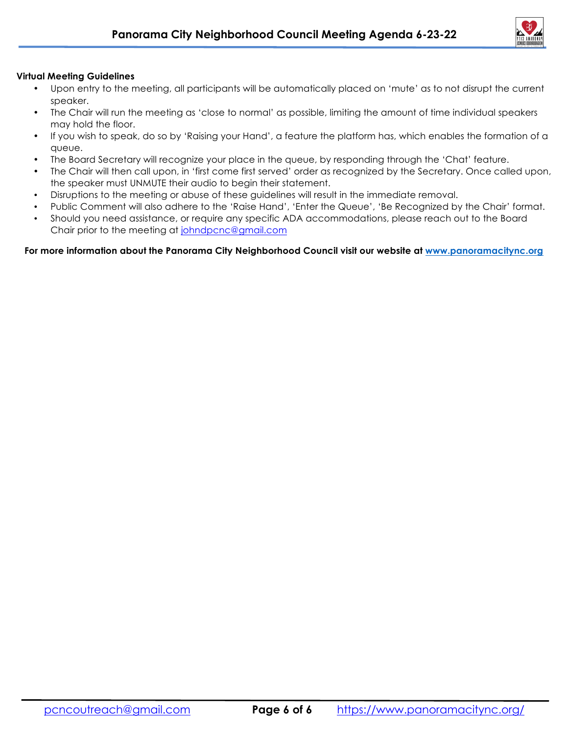**Virtual Meeting Guidelines**

- Upon entry to the meeting, all participants will be automatically placed on 'mute' as to not disrupt the current speaker.
- The Chair will run the meeting as 'close to normal' as possible, limiting the amount of time individual speakers may hold the floor.
- If you wish to speak, do so by 'Raising your Hand', a feature the platform has, which enables the formation of a queue.
- The Board Secretary will recognize your place in the queue, by responding through the 'Chat' feature.
- The Chair will then call upon, in 'first come first served' order as recognized by the Secretary. Once called upon, the speaker must UNMUTE their audio to begin their statement.
- Disruptions to the meeting or abuse of these guidelines will result in the immediate removal.
- Public Comment will also adhere to the 'Raise Hand', 'Enter the Queue', 'Be Recognized by the Chair' format.
- Should you need assistance, or require any specific ADA accommodations, please reach out to the Board Chair prior to the meeting at johndpcnc@gmail.com

**For more information about the Panorama City Neighborhood Council visit our website at www.panoramacitync.org**